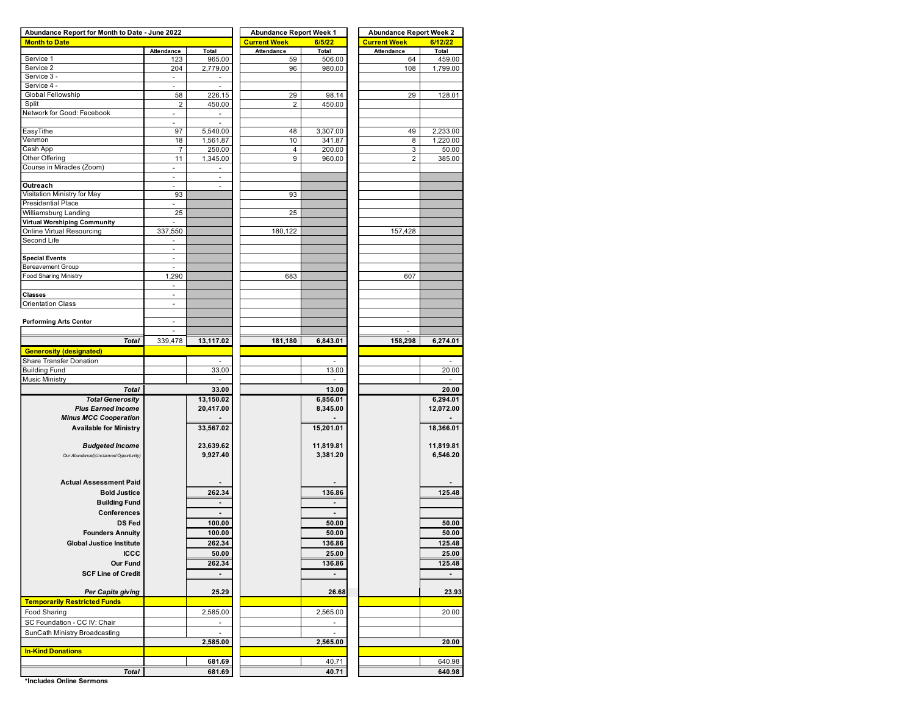| Abundance Report for Month to Date - June 2022 | | | Abundance Report Week 1 | | Abundance Report Week 2 | |
|---|---|---|---|---|---|---|
| **Month to Date** | | | **Current Week** | **6/5/22** | **Current Week** | **6/12/22** |
| | Attendance | Total | Attendance | Total | Attendance | Total |
| Service 1 | 123 | 965.00 | 59 | 506.00 | 64 | 459.00 |
| Service 2 | 204 | 2,779.00 | 96 | 980.00 | 108 | 1,799.00 |
| Service 3 - | - | - | | | | |
| Service 4 - | - | - | | | | |
| Global Fellowship | 58 | 226.15 | 29 | 98.14 | 29 | 128.01 |
| Split | 2 | 450.00 | 2 | 450.00 | | |
| Network for Good: Facebook | - | - | | | | |
| | - | - | | | | |
| EasyTithe | 97 | 5,540.00 | 48 | 3,307.00 | 49 | 2,233.00 |
| Venmon | 18 | 1,561.87 | 10 | 341.87 | 8 | 1,220.00 |
| Cash App | 7 | 250.00 | 4 | 200.00 | 3 | 50.00 |
| Other Offering | 11 | 1,345.00 | 9 | 960.00 | 2 | 385.00 |
| Course in Miracles (Zoom) | - | - | | | | |
| | - | - | | | | |
| **Outreach** | - | - | | | | |
| Visitation Ministry for May | 93 | | 93 | | | |
| Presidential Place | - | | | | | |
| Williamsburg Landing | 25 | | 25 | | | |
| **Virtual Worshiping Community** | - | | | | | |
| Online Virtual Resourcing | 337,550 | | 180,122 | | 157,428 | |
| Second Life | - | | | | | |
| | - | | | | | |
| **Special Events** | - | | | | | |
| Bereavement Group | - | | | | | |
| Food Sharing Ministry | 1,290 | | 683 | | 607 | |
| | - | | | | | |
| **Classes** | - | | | | | |
| Orientation Class | - | | | | | |
| | | | | | | |
| **Performing Arts Center** | - | | | | | |
| | - | | | | - | |
| ***Total*** | 339,478 | **13,117.02** | **181,180** | **6,843.01** | **158,298** | **6,274.01** |
| **Generosity (designated)** | | | | | | |
| Share Transfer Donation | | - | | - | | - |
| Building Fund | | 33.00 | | 13.00 | | 20.00 |
| Music Ministry | | - | | - | | - |
| ***Total*** | | **33.00** | | **13.00** | | **20.00** |
| ***Total Generosity*** | | **13,150.02** | | **6,856.01** | | **6,294.01** |
| ***Plus Earned Income*** | | **20,417.00** | | **8,345.00** | | **12,072.00** |
| ***Minus MCC Cooperation*** | | **-** | | **-** | | **-** |
| **Available for Ministry** | | **33,567.02** | | **15,201.01** | | **18,366.01** |
| | | | | | | |
| ***Budgeted Income*** | | **23,639.62** | | **11,819.81** | | **11,819.81** |
| *Our Abundance/(Unclaimed Opportunity)* | | **9,927.40** | | **3,381.20** | | **6,546.20** |
| | | | | | | |
| **Actual Assessment Paid** | | **-** | | **-** | | **-** |
| **Bold Justice** | | **262.34** | | **136.86** | | **125.48** |
| **Building Fund** | | **-** | | **-** | | |
| **Conferences** | | **-** | | **-** | | |
| **DS Fed** | | **100.00** | | **50.00** | | **50.00** |
| **Founders Annuity** | | **100.00** | | **50.00** | | **50.00** |
| **Global Justice Institute** | | **262.34** | | **136.86** | | **125.48** |
| **ICCC** | | **50.00** | | **25.00** | | **25.00** |
| **Our Fund** | | **262.34** | | **136.86** | | **125.48** |
| **SCF Line of Credit** | | **-** | | **-** | | **-** |
| | | | | | | |
| ***Per Capita giving*** | | **25.29** | | **26.68** | | **23.93** |
| **Temporarily Restricted Funds** | | | | | | |
| Food Sharing | | 2,585.00 | | 2,565.00 | | 20.00 |
| SC Foundation - CC IV: Chair | | - | | - | | |
| SunCath Ministry Broadcasting | | - | | - | | |
| | | **2,585.00** | | **2,565.00** | | **20.00** |
| **In-Kind Donations** | | | | | | |
| | | **681.69** | | 40.71 | | 640.98 |
| ***Total*** | | **681.69** | | **40.71** | | **640.98** |

**\*Includes Online Sermons**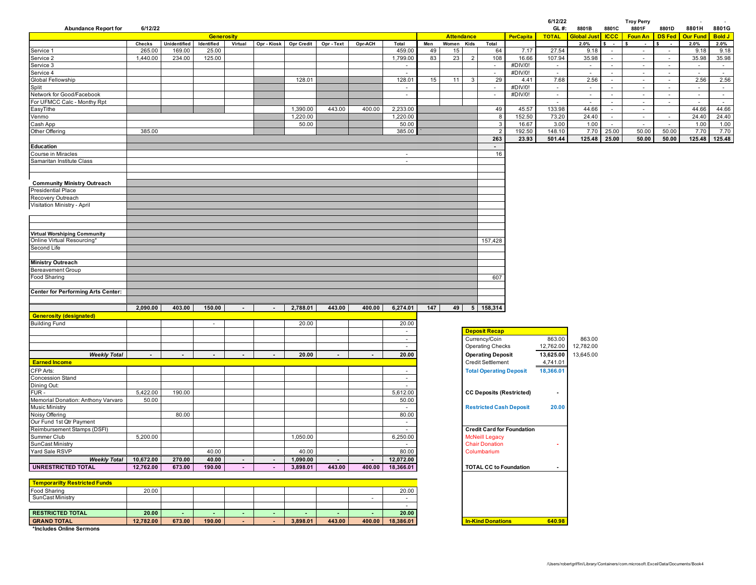**Abundance Report for** 6/12/22

| | Checks | Unidentified | Identified | Virtual | Opr - Kiosk | Opr Credit | Opr - Text | Opr-ACH | Total | Men | Women | Kids | Total | PerCapita | TOTAL | Global Just | ICCC | Foun An | DS Fed | Our Fund | Bold J |
|---|---|---|---|---|---|---|---|---|---|---|---|---|---|---|---|---|---|---|---|---|---|
| | **Generosity** | | | | | | | | | **Attendance** | | | | | 6/12/22 GL #: | 8801B | 8801C | Troy Perry 8801F | 8801D | 8801H | 8801G |
| | | | | | | | | | | | | | | | | 2.0% | $ - | $ - | $ - | 2.0% | 2.0% |
| Service 1 | 265.00 | 169.00 | 25.00 | | | | | | 459.00 | 49 | 15 | | 64 | 7.17 | 27.54 | 9.18 | - | - | - | 9.18 | 9.18 |
| Service 2 | 1,440.00 | 234.00 | 125.00 | | | | | | 1,799.00 | 83 | 23 | 2 | 108 | 16.66 | 107.94 | 35.98 | - | - | - | 35.98 | 35.98 |
| Service 3 | | | | | | | | | - | | | | - | #DIV/0! | - | - | - | - | - | - | - |
| Service 4 | | | | | | | | | - | | | | - | #DIV/0! | - | - | - | - | - | - | - |
| Global Fellowship | | | | | | 128.01 | | | 128.01 | 15 | 11 | 3 | 29 | 4.41 | 7.68 | 2.56 | - | - | - | 2.56 | 2.56 |
| Split | | | | | | | | | - | | | | - | #DIV/0! | - | - | - | - | - | - | - |
| Network for Good/Facebook | | | | | | | | | - | | | | - | #DIV/0! | - | - | - | - | - | - | - |
| For UFMCC Calc - Monthy Rpt | | | | | | | | | | | | | | | - | - | - | - | - | - | - |
| EasyTithe | | | | | | 1,390.00 | 443.00 | 400.00 | 2,233.00 | | | | 49 | 45.57 | 133.98 | 44.66 | - | - | | 44.66 | 44.66 |
| Venmo | | | | | | 1,220.00 | | | 1,220.00 | | | | 8 | 152.50 | 73.20 | 24.40 | - | - | - | 24.40 | 24.40 |
| Cash App | | | | | | 50.00 | | | 50.00 | | | | 3 | 16.67 | 3.00 | 1.00 | - | - | - | 1.00 | 1.00 |
| Other Offering | 385.00 | | | | | | | | 385.00 | | | | 2 | 192.50 | 148.10 | 7.70 | 25.00 | 50.00 | 50.00 | 7.70 | 7.70 |
| | | | | | | | | | | | | | **263** | **23.93** | **501.44** | **125.48** | **25.00** | **50.00** | **50.00** | **125.48** | **125.48** |
| **Education** | | | | | | | | | | | | | - | | | | | | | | |
| Course in Miracles | | | | | | | | | - | | | | 16 | | | | | | | | |
| Samaritan Institute Class | | | | | | | | | - | | | | | | | | | | | | |
| **Community Ministry Outreach** | | | | | | | | | | | | | | | | | | | | | |
| Presidential Place | | | | | | | | | | | | | | | | | | | | | |
| Recovery Outreach | | | | | | | | | | | | | | | | | | | | | |
| Visitation Ministry - April | | | | | | | | | | | | | | | | | | | | | |
| **Virtual Worshiping Community** | | | | | | | | | | | | | | | | | | | | | |
| Online Virtual Resourcing* | | | | | | | | | | | | | 157,428 | | | | | | | | |
| Second Life | | | | | | | | | | | | | | | | | | | | | |
| **Ministry Outreach** | | | | | | | | | | | | | | | | | | | | | |
| Bereavement Group | | | | | | | | | | | | | | | | | | | | | |
| Food Sharing | | | | | | | | | | | | | 607 | | | | | | | | |
| **Center for Performing Arts Center:** | | | | | | | | | | | | | | | | | | | | | |
| | **2,090.00** | **403.00** | **150.00** | **-** | **-** | **2,788.01** | **443.00** | **400.00** | **6,274.01** | **147** | **49** | **5** | **158,314** | | | | | | | | |

| | Checks | Unidentified | Identified | Virtual | Opr - Kiosk | Opr Credit | Opr - Text | Opr-ACH | Total |
|---|---|---|---|---|---|---|---|---|---|
| **Generosity (designated)** | | | | | | | | | |
| Building Fund | | | - | | | 20.00 | | | 20.00 |
| | | | | | | | | | - |
| | | | | | | | | | - |
| | | | | | | | | | - |
| ***Weekly Total*** | - | - | - | - | - | 20.00 | - | - | 20.00 |
| **Earned Income** | | | | | | | | | |
| CFP Arts: | | | | | | | | | - |
| Concession Stand | | | | | | | | | - |
| Dining Out: | | | | | | | | | - |
| FUR - | 5,422.00 | 190.00 | | | | | | | 5,612.00 |
| Memorial Donation: Anthony Varvaro | 50.00 | | | | | | | | 50.00 |
| Music Ministry | | | | | | | | | - |
| Noisy Offering | | 80.00 | | | | | | | 80.00 |
| Our Fund 1st Qtr Payment | | | | | | | | | - |
| Reimbursement Stamps (DSFI) | | | | | | | | | - |
| Summer Club | 5,200.00 | | | | | 1,050.00 | | | 6,250.00 |
| SunCast Ministry | | | | | | | | | - |
| Yard Sale RSVP | | | 40.00 | | | 40.00 | | | 80.00 |
| ***Weekly Total*** | **10,672.00** | **270.00** | **40.00** | **-** | **-** | **1,090.00** | **-** | **-** | **12,072.00** |
| **UNRESTRICTED TOTAL** | **12,762.00** | **673.00** | **190.00** | **-** | **-** | **3,898.01** | **443.00** | **400.00** | **18,366.01** |
| **Temporarilty Restricted Funds** | | | | | | | | | |
| Food Sharing | 20.00 | | | | | | | | 20.00 |
| SunCast Ministry | | | | | | | | - | - |
| | | | | | | | | | - |
| **RESTRICTED TOTAL** | **20.00** | **-** | **-** | **-** | **-** | **-** | **-** | **-** | **20.00** |
| **GRAND TOTAL** | **12,782.00** | **673.00** | **190.00** | **-** | **-** | **3,898.01** | **443.00** | **400.00** | **18,386.01** |

*Includes Online Sermons

| **Deposit Recap** | | |
|---|---|---|
| Currency/Coin | 863.00 | 863.00 |
| Operating Checks | 12,762.00 | 12,782.00 |
| **Operating Deposit** | **13,625.00** | 13,645.00 |
| Credit Settlement | 4,741.01 | |
| **Total Operating Deposit** | **18,366.01** | |
| **CC Deposits (Restricted)** | - | |
| **Restricted Cash Deposit** | **20.00** | |
| **Credit Card for Foundation** | | |
| McNeill Legacy | | |
| Chair Donation | - | |
| Columbarium | | |
| **TOTAL CC to Foundation** | - | |
| **In-Kind Donations** | **640.98** | |